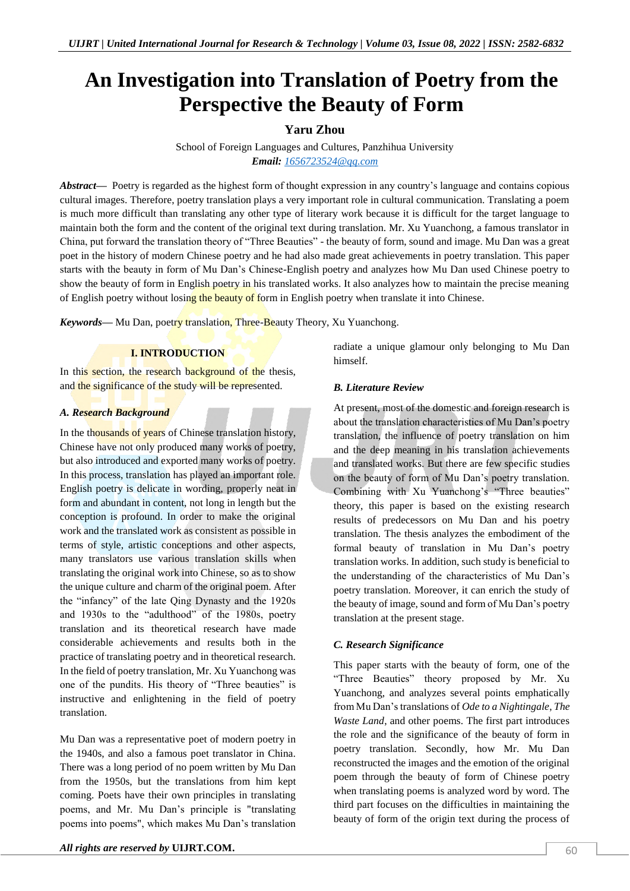# An Investigation into Translation of Poetry from the Perspective the Beauty of Form

**Yaru Zhou**

School of Foreign Languages and Cultures, Panzhihua University

***Email:*** *1656723524@qq.com*

***Abstract*—** Poetry is regarded as the highest form of thought expression in any country's language and contains copious cultural images. Therefore, poetry translation plays a very important role in cultural communication. Translating a poem is much more difficult than translating any other type of literary work because it is difficult for the target language to maintain both the form and the content of the original text during translation. Mr. Xu Yuanchong, a famous translator in China, put forward the translation theory of "Three Beauties" - the beauty of form, sound and image. Mu Dan was a great poet in the history of modern Chinese poetry and he had also made great achievements in poetry translation. This paper starts with the beauty in form of Mu Dan's Chinese-English poetry and analyzes how Mu Dan used Chinese poetry to show the beauty of form in English poetry in his translated works. It also analyzes how to maintain the precise meaning of English poetry without losing the beauty of form in English poetry when translate it into Chinese.

***Keywords*—** Mu Dan, poetry translation, Three-Beauty Theory, Xu Yuanchong.

## I. INTRODUCTION

In this section, the research background of the thesis, and the significance of the study will be represented.

### *A. Research Background*

In the thousands of years of Chinese translation history, Chinese have not only produced many works of poetry, but also introduced and exported many works of poetry. In this process, translation has played an important role. English poetry is delicate in wording, properly neat in form and abundant in content, not long in length but the conception is profound. In order to make the original work and the translated work as consistent as possible in terms of style, artistic conceptions and other aspects, many translators use various translation skills when translating the original work into Chinese, so as to show the unique culture and charm of the original poem. After the "infancy" of the late Qing Dynasty and the 1920s and 1930s to the "adulthood" of the 1980s, poetry translation and its theoretical research have made considerable achievements and results both in the practice of translating poetry and in theoretical research. In the field of poetry translation, Mr. Xu Yuanchong was one of the pundits. His theory of "Three beauties" is instructive and enlightening in the field of poetry translation.

Mu Dan was a representative poet of modern poetry in the 1940s, and also a famous poet translator in China. There was a long period of no poem written by Mu Dan from the 1950s, but the translations from him kept coming. Poets have their own principles in translating poems, and Mr. Mu Dan's principle is "translating poems into poems", which makes Mu Dan's translation radiate a unique glamour only belonging to Mu Dan himself.

### *B. Literature Review*

At present, most of the domestic and foreign research is about the translation characteristics of Mu Dan's poetry translation, the influence of poetry translation on him and the deep meaning in his translation achievements and translated works. But there are few specific studies on the beauty of form of Mu Dan's poetry translation. Combining with Xu Yuanchong's "Three beauties" theory, this paper is based on the existing research results of predecessors on Mu Dan and his poetry translation. The thesis analyzes the embodiment of the formal beauty of translation in Mu Dan's poetry translation works. In addition, such study is beneficial to the understanding of the characteristics of Mu Dan's poetry translation. Moreover, it can enrich the study of the beauty of image, sound and form of Mu Dan's poetry translation at the present stage.

### *C. Research Significance*

This paper starts with the beauty of form, one of the "Three Beauties" theory proposed by Mr. Xu Yuanchong, and analyzes several points emphatically from Mu Dan's translations of *Ode to a Nightingale*, *The Waste Land*, and other poems. The first part introduces the role and the significance of the beauty of form in poetry translation. Secondly, how Mr. Mu Dan reconstructed the images and the emotion of the original poem through the beauty of form of Chinese poetry when translating poems is analyzed word by word. The third part focuses on the difficulties in maintaining the beauty of form of the origin text during the process of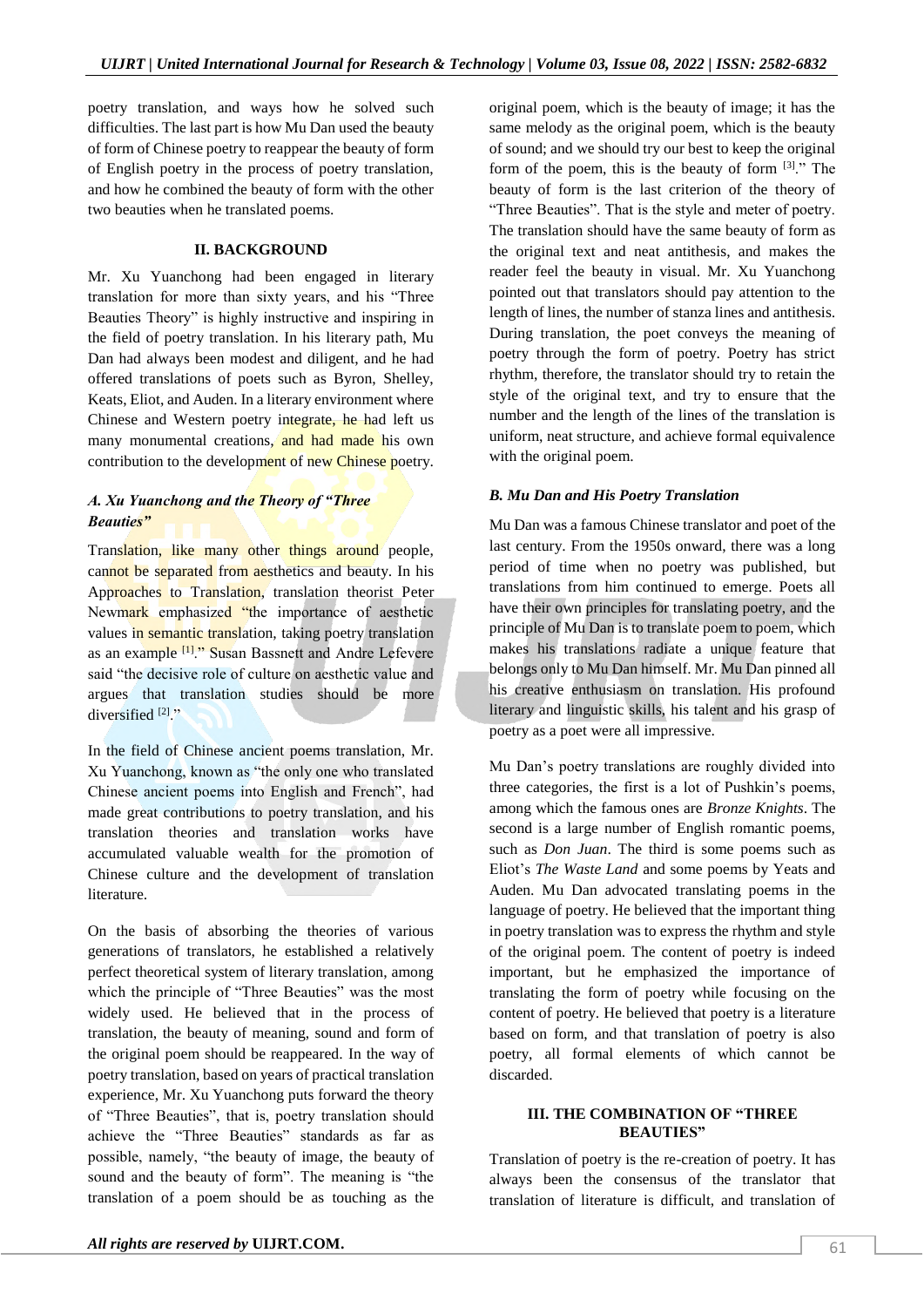poetry translation, and ways how he solved such difficulties. The last part is how Mu Dan used the beauty of form of Chinese poetry to reappear the beauty of form of English poetry in the process of poetry translation, and how he combined the beauty of form with the other two beauties when he translated poems.

## II. BACKGROUND

Mr. Xu Yuanchong had been engaged in literary translation for more than sixty years, and his "Three Beauties Theory" is highly instructive and inspiring in the field of poetry translation. In his literary path, Mu Dan had always been modest and diligent, and he had offered translations of poets such as Byron, Shelley, Keats, Eliot, and Auden. In a literary environment where Chinese and Western poetry integrate, he had left us many monumental creations, and had made his own contribution to the development of new Chinese poetry.

### *A. Xu Yuanchong and the Theory of "Three Beauties"*

Translation, like many other things around people, cannot be separated from aesthetics and beauty. In his Approaches to Translation, translation theorist Peter Newmark emphasized "the importance of aesthetic values in semantic translation, taking poetry translation as an example [1]." Susan Bassnett and Andre Lefevere said "the decisive role of culture on aesthetic value and argues that translation studies should be more diversified [2]."

In the field of Chinese ancient poems translation, Mr. Xu Yuanchong, known as "the only one who translated Chinese ancient poems into English and French", had made great contributions to poetry translation, and his translation theories and translation works have accumulated valuable wealth for the promotion of Chinese culture and the development of translation literature.

On the basis of absorbing the theories of various generations of translators, he established a relatively perfect theoretical system of literary translation, among which the principle of "Three Beauties" was the most widely used. He believed that in the process of translation, the beauty of meaning, sound and form of the original poem should be reappeared. In the way of poetry translation, based on years of practical translation experience, Mr. Xu Yuanchong puts forward the theory of "Three Beauties", that is, poetry translation should achieve the "Three Beauties" standards as far as possible, namely, "the beauty of image, the beauty of sound and the beauty of form". The meaning is "the translation of a poem should be as touching as the original poem, which is the beauty of image; it has the same melody as the original poem, which is the beauty of sound; and we should try our best to keep the original form of the poem, this is the beauty of form [3]." The beauty of form is the last criterion of the theory of "Three Beauties". That is the style and meter of poetry. The translation should have the same beauty of form as the original text and neat antithesis, and makes the reader feel the beauty in visual. Mr. Xu Yuanchong pointed out that translators should pay attention to the length of lines, the number of stanza lines and antithesis. During translation, the poet conveys the meaning of poetry through the form of poetry. Poetry has strict rhythm, therefore, the translator should try to retain the style of the original text, and try to ensure that the number and the length of the lines of the translation is uniform, neat structure, and achieve formal equivalence with the original poem.

### *B. Mu Dan and His Poetry Translation*

Mu Dan was a famous Chinese translator and poet of the last century. From the 1950s onward, there was a long period of time when no poetry was published, but translations from him continued to emerge. Poets all have their own principles for translating poetry, and the principle of Mu Dan is to translate poem to poem, which makes his translations radiate a unique feature that belongs only to Mu Dan himself. Mr. Mu Dan pinned all his creative enthusiasm on translation. His profound literary and linguistic skills, his talent and his grasp of poetry as a poet were all impressive.

Mu Dan's poetry translations are roughly divided into three categories, the first is a lot of Pushkin's poems, among which the famous ones are *Bronze Knights*. The second is a large number of English romantic poems, such as *Don Juan*. The third is some poems such as Eliot's *The Waste Land* and some poems by Yeats and Auden. Mu Dan advocated translating poems in the language of poetry. He believed that the important thing in poetry translation was to express the rhythm and style of the original poem. The content of poetry is indeed important, but he emphasized the importance of translating the form of poetry while focusing on the content of poetry. He believed that poetry is a literature based on form, and that translation of poetry is also poetry, all formal elements of which cannot be discarded.

## III. THE COMBINATION OF "THREE BEAUTIES"

Translation of poetry is the re-creation of poetry. It has always been the consensus of the translator that translation of literature is difficult, and translation of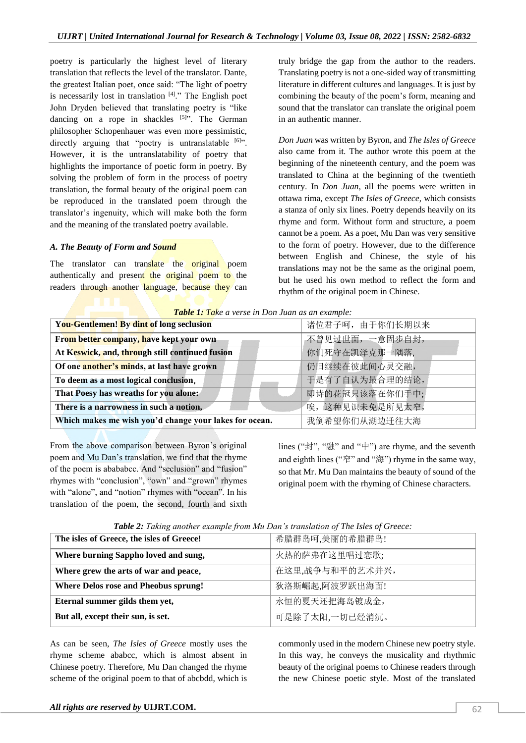poetry is particularly the highest level of literary translation that reflects the level of the translator. Dante, the greatest Italian poet, once said: "The light of poetry is necessarily lost in translation [4]." The English poet John Dryden believed that translating poetry is "like dancing on a rope in shackles [5]". The German philosopher Schopenhauer was even more pessimistic, directly arguing that "poetry is untranslatable [6]". However, it is the untranslatability of poetry that highlights the importance of poetic form in poetry. By solving the problem of form in the process of poetry translation, the formal beauty of the original poem can be reproduced in the translated poem through the translator's ingenuity, which will make both the form and the meaning of the translated poetry available.

### A. The Beauty of Form and Sound

The translator can translate the original poem authentically and present the original poem to the readers through another language, because they can truly bridge the gap from the author to the readers. Translating poetry is not a one-sided way of transmitting literature in different cultures and languages. It is just by combining the beauty of the poem's form, meaning and sound that the translator can translate the original poem in an authentic manner.

*Don Juan* was written by Byron, and *The Isles of Greece* also came from it. The author wrote this poem at the beginning of the nineteenth century, and the poem was translated to China at the beginning of the twentieth century. In *Don Juan*, all the poems were written in ottawa rima, except *The Isles of Greece*, which consists a stanza of only six lines. Poetry depends heavily on its rhyme and form. Without form and structure, a poem cannot be a poem. As a poet, Mu Dan was very sensitive to the form of poetry. However, due to the difference between English and Chinese, the style of his translations may not be the same as the original poem, but he used his own method to reflect the form and rhythm of the original poem in Chinese.

***Table 1:*** *Take a verse in Don Juan as an example:*

| **You-Gentlemen! By dint of long seclusion** | 诸位君子呵，由于你们长期以来 |
|---|---|
| **From better company, have kept your own** | 不曾见过世面，一意固步自封， |
| **At Keswick, and, through still continued fusion** | 你们死守在凯泽克那一隅落， |
| **Of one another's minds, at last have grown** | 仍旧继续在彼此间心灵交融， |
| **To deem as a most logical conclusion,** | 于是有了自认为最合理的结论， |
| **That Poesy has wreaths for you alone:** | 即诗的花冠只该落在你们手中; |
| **There is a narrowness in such a notion,** | 唉，这种见识未免是所见太窄， |
| **Which makes me wish you'd change your lakes for ocean.** | 我倒希望你们从湖边迁往大海 |

From the above comparison between Byron's original poem and Mu Dan's translation, we find that the rhyme of the poem is abababcc. And "seclusion" and "fusion" rhymes with "conclusion", "own" and "grown" rhymes with "alone", and "notion" rhymes with "ocean". In his translation of the poem, the second, fourth and sixth lines ("封", "融" and "中") are rhyme, and the seventh and eighth lines ("窄" and "海") rhyme in the same way, so that Mr. Mu Dan maintains the beauty of sound of the original poem with the rhyming of Chinese characters.

***Table 2:*** *Taking another example from Mu Dan's translation of The Isles of Greece:*

| **The isles of Greece, the isles of Greece!** | 希腊群岛呵,美丽的希腊群岛! |
|---|---|
| **Where burning Sappho loved and sung,** | 火热的萨弗在这里唱过恋歌; |
| **Where grew the arts of war and peace,** | 在这里,战争与和平的艺术并兴， |
| **Where Delos rose and Pheobus sprung!** | 狄洛斯崛起,阿波罗跃出海面! |
| **Eternal summer gilds them yet,** | 永恒的夏天还把海岛镀成金， |
| **But all, except their sun, is set.** | 可是除了太阳,一切已经消沉。 |

As can be seen, *The Isles of Greece* mostly uses the rhyme scheme ababcc, which is almost absent in Chinese poetry. Therefore, Mu Dan changed the rhyme scheme of the original poem to that of abcbdd, which is commonly used in the modern Chinese new poetry style. In this way, he conveys the musicality and rhythmic beauty of the original poems to Chinese readers through the new Chinese poetic style. Most of the translated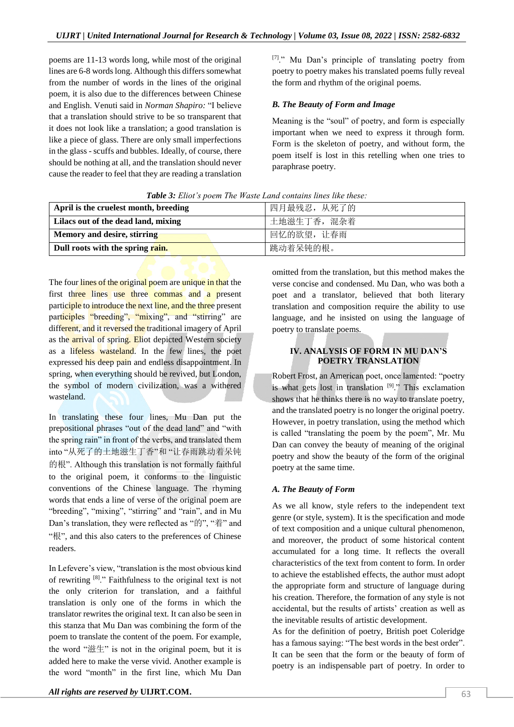poems are 11-13 words long, while most of the original lines are 6-8 words long. Although this differs somewhat from the number of words in the lines of the original poem, it is also due to the differences between Chinese and English. Venuti said in *Norman Shapiro:* "I believe that a translation should strive to be so transparent that it does not look like a translation; a good translation is like a piece of glass. There are only small imperfections in the glass - scuffs and bubbles. Ideally, of course, there should be nothing at all, and the translation should never cause the reader to feel that they are reading a translation [7]." Mu Dan's principle of translating poetry from poetry to poetry makes his translated poems fully reveal the form and rhythm of the original poems.

### *B. The Beauty of Form and Image*

Meaning is the "soul" of poetry, and form is especially important when we need to express it through form. Form is the skeleton of poetry, and without form, the poem itself is lost in this retelling when one tries to paraphrase poetry.

***Table 3:*** *Eliot's poem The Waste Land contains lines like these:*

| **April is the cruelest month, breeding** | 四月最残忍，从死了的 |
|---|---|
| **Lilacs out of the dead land, mixing** | 土地滋生丁香，混杂着 |
| **Memory and desire, stirring** | 回忆的欲望，让春雨 |
| **Dull roots with the spring rain.** | 跳动着呆钝的根。 |

The four lines of the original poem are unique in that the first three lines use three commas and a present participle to introduce the next line, and the three present participles "breeding", "mixing", and "stirring" are different, and it reversed the traditional imagery of April as the arrival of spring. Eliot depicted Western society as a lifeless wasteland. In the few lines, the poet expressed his deep pain and endless disappointment. In spring, when everything should be revived, but London, the symbol of modern civilization, was a withered wasteland.

In translating these four lines, Mu Dan put the prepositional phrases "out of the dead land" and "with the spring rain" in front of the verbs, and translated them into "从死了的土地滋生丁香"和"让春雨跳动着呆钝的根". Although this translation is not formally faithful to the original poem, it conforms to the linguistic conventions of the Chinese language. The rhyming words that ends a line of verse of the original poem are "breeding", "mixing", "stirring" and "rain", and in Mu Dan's translation, they were reflected as "的", "着" and "根", and this also caters to the preferences of Chinese readers.

In Lefevere's view, "translation is the most obvious kind of rewriting [8]." Faithfulness to the original text is not the only criterion for translation, and a faithful translation is only one of the forms in which the translator rewrites the original text. It can also be seen in this stanza that Mu Dan was combining the form of the poem to translate the content of the poem. For example, the word "滋生" is not in the original poem, but it is added here to make the verse vivid. Another example is the word "month" in the first line, which Mu Dan omitted from the translation, but this method makes the verse concise and condensed. Mu Dan, who was both a poet and a translator, believed that both literary translation and composition require the ability to use language, and he insisted on using the language of poetry to translate poems.

## IV. ANALYSIS OF FORM IN MU DAN'S POETRY TRANSLATION

Robert Frost, an American poet, once lamented: "poetry is what gets lost in translation [9]." This exclamation shows that he thinks there is no way to translate poetry, and the translated poetry is no longer the original poetry. However, in poetry translation, using the method which is called "translating the poem by the poem", Mr. Mu Dan can convey the beauty of meaning of the original poetry and show the beauty of the form of the original poetry at the same time.

### *A. The Beauty of Form*

As we all know, style refers to the independent text genre (or style, system). It is the specification and mode of text composition and a unique cultural phenomenon, and moreover, the product of some historical content accumulated for a long time. It reflects the overall characteristics of the text from content to form. In order to achieve the established effects, the author must adopt the appropriate form and structure of language during his creation. Therefore, the formation of any style is not accidental, but the results of artists' creation as well as the inevitable results of artistic development.

As for the definition of poetry, British poet Coleridge has a famous saying: "The best words in the best order". It can be seen that the form or the beauty of form of poetry is an indispensable part of poetry. In order to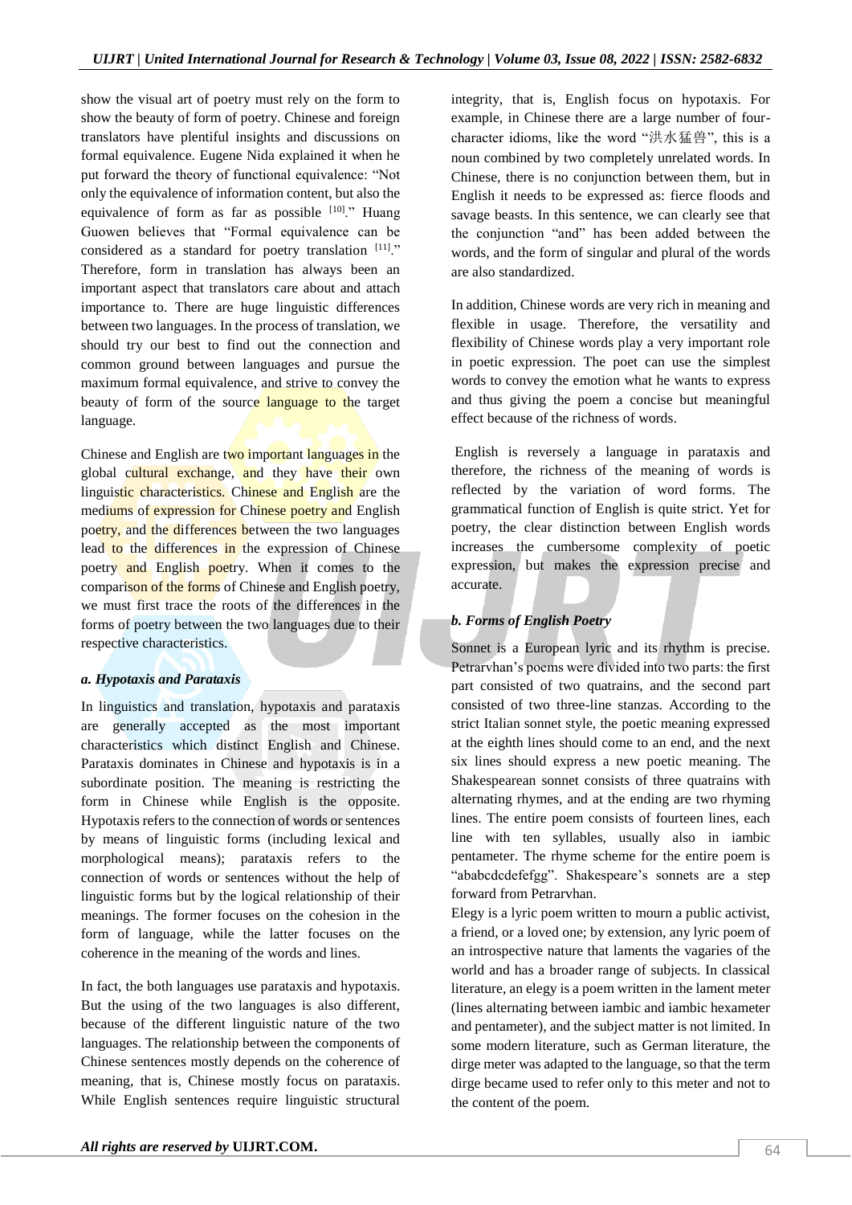show the visual art of poetry must rely on the form to show the beauty of form of poetry. Chinese and foreign translators have plentiful insights and discussions on formal equivalence. Eugene Nida explained it when he put forward the theory of functional equivalence: "Not only the equivalence of information content, but also the equivalence of form as far as possible [10]." Huang Guowen believes that "Formal equivalence can be considered as a standard for poetry translation [11]." Therefore, form in translation has always been an important aspect that translators care about and attach importance to. There are huge linguistic differences between two languages. In the process of translation, we should try our best to find out the connection and common ground between languages and pursue the maximum formal equivalence, and strive to convey the beauty of form of the source language to the target language.

Chinese and English are two important languages in the global cultural exchange, and they have their own linguistic characteristics. Chinese and English are the mediums of expression for Chinese poetry and English poetry, and the differences between the two languages lead to the differences in the expression of Chinese poetry and English poetry. When it comes to the comparison of the forms of Chinese and English poetry, we must first trace the roots of the differences in the forms of poetry between the two languages due to their respective characteristics.

### *a. Hypotaxis and Parataxis*

In linguistics and translation, hypotaxis and parataxis are generally accepted as the most important characteristics which distinct English and Chinese. Parataxis dominates in Chinese and hypotaxis is in a subordinate position. The meaning is restricting the form in Chinese while English is the opposite. Hypotaxis refers to the connection of words or sentences by means of linguistic forms (including lexical and morphological means); parataxis refers to the connection of words or sentences without the help of linguistic forms but by the logical relationship of their meanings. The former focuses on the cohesion in the form of language, while the latter focuses on the coherence in the meaning of the words and lines.

In fact, the both languages use parataxis and hypotaxis. But the using of the two languages is also different, because of the different linguistic nature of the two languages. The relationship between the components of Chinese sentences mostly depends on the coherence of meaning, that is, Chinese mostly focus on parataxis. While English sentences require linguistic structural integrity, that is, English focus on hypotaxis. For example, in Chinese there are a large number of four-character idioms, like the word "洪水猛兽", this is a noun combined by two completely unrelated words. In Chinese, there is no conjunction between them, but in English it needs to be expressed as: fierce floods and savage beasts. In this sentence, we can clearly see that the conjunction "and" has been added between the words, and the form of singular and plural of the words are also standardized.

In addition, Chinese words are very rich in meaning and flexible in usage. Therefore, the versatility and flexibility of Chinese words play a very important role in poetic expression. The poet can use the simplest words to convey the emotion what he wants to express and thus giving the poem a concise but meaningful effect because of the richness of words.

English is reversely a language in parataxis and therefore, the richness of the meaning of words is reflected by the variation of word forms. The grammatical function of English is quite strict. Yet for poetry, the clear distinction between English words increases the cumbersome complexity of poetic expression, but makes the expression precise and accurate.

### *b. Forms of English Poetry*

Sonnet is a European lyric and its rhythm is precise. Petrarvhan's poems were divided into two parts: the first part consisted of two quatrains, and the second part consisted of two three-line stanzas. According to the strict Italian sonnet style, the poetic meaning expressed at the eighth lines should come to an end, and the next six lines should express a new poetic meaning. The Shakespearean sonnet consists of three quatrains with alternating rhymes, and at the ending are two rhyming lines. The entire poem consists of fourteen lines, each line with ten syllables, usually also in iambic pentameter. The rhyme scheme for the entire poem is "ababcdcdefefgg". Shakespeare's sonnets are a step forward from Petrarvhan.

Elegy is a lyric poem written to mourn a public activist, a friend, or a loved one; by extension, any lyric poem of an introspective nature that laments the vagaries of the world and has a broader range of subjects. In classical literature, an elegy is a poem written in the lament meter (lines alternating between iambic and iambic hexameter and pentameter), and the subject matter is not limited. In some modern literature, such as German literature, the dirge meter was adapted to the language, so that the term dirge became used to refer only to this meter and not to the content of the poem.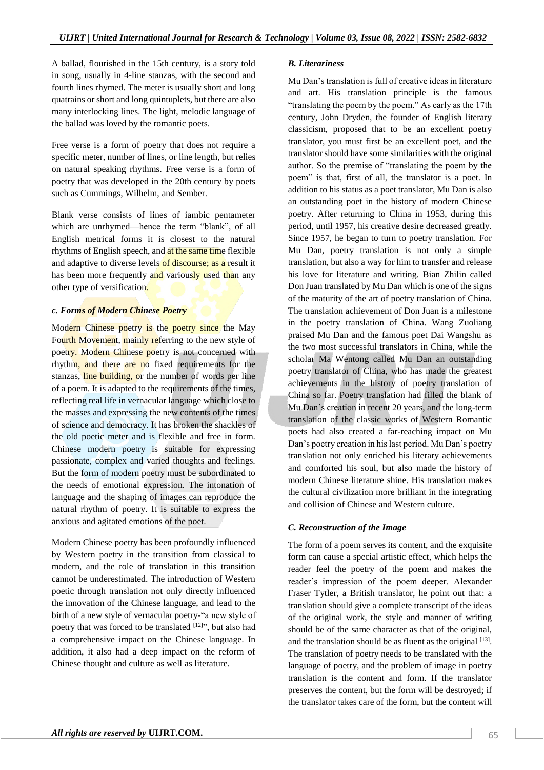A ballad, flourished in the 15th century, is a story told in song, usually in 4-line stanzas, with the second and fourth lines rhymed. The meter is usually short and long quatrains or short and long quintuplets, but there are also many interlocking lines. The light, melodic language of the ballad was loved by the romantic poets.

Free verse is a form of poetry that does not require a specific meter, number of lines, or line length, but relies on natural speaking rhythms. Free verse is a form of poetry that was developed in the 20th century by poets such as Cummings, Wilhelm, and Sember.

Blank verse consists of lines of iambic pentameter which are unrhymed—hence the term "blank", of all English metrical forms it is closest to the natural rhythms of English speech, and at the same time flexible and adaptive to diverse levels of discourse; as a result it has been more frequently and variously used than any other type of versification.

### *c. Forms of Modern Chinese Poetry*

Modern Chinese poetry is the poetry since the May Fourth Movement, mainly referring to the new style of poetry. Modern Chinese poetry is not concerned with rhythm, and there are no fixed requirements for the stanzas, line building, or the number of words per line of a poem. It is adapted to the requirements of the times, reflecting real life in vernacular language which close to the masses and expressing the new contents of the times of science and democracy. It has broken the shackles of the old poetic meter and is flexible and free in form. Chinese modern poetry is suitable for expressing passionate, complex and varied thoughts and feelings. But the form of modern poetry must be subordinated to the needs of emotional expression. The intonation of language and the shaping of images can reproduce the natural rhythm of poetry. It is suitable to express the anxious and agitated emotions of the poet.

Modern Chinese poetry has been profoundly influenced by Western poetry in the transition from classical to modern, and the role of translation in this transition cannot be underestimated. The introduction of Western poetic through translation not only directly influenced the innovation of the Chinese language, and lead to the birth of a new style of vernacular poetry-"a new style of poetry that was forced to be translated [12]", but also had a comprehensive impact on the Chinese language. In addition, it also had a deep impact on the reform of Chinese thought and culture as well as literature.

### *B. Literariness*

Mu Dan's translation is full of creative ideas in literature and art. His translation principle is the famous "translating the poem by the poem." As early as the 17th century, John Dryden, the founder of English literary classicism, proposed that to be an excellent poetry translator, you must first be an excellent poet, and the translator should have some similarities with the original author. So the premise of "translating the poem by the poem" is that, first of all, the translator is a poet. In addition to his status as a poet translator, Mu Dan is also an outstanding poet in the history of modern Chinese poetry. After returning to China in 1953, during this period, until 1957, his creative desire decreased greatly. Since 1957, he began to turn to poetry translation. For Mu Dan, poetry translation is not only a simple translation, but also a way for him to transfer and release his love for literature and writing. Bian Zhilin called Don Juan translated by Mu Dan which is one of the signs of the maturity of the art of poetry translation of China. The translation achievement of Don Juan is a milestone in the poetry translation of China. Wang Zuoliang praised Mu Dan and the famous poet Dai Wangshu as the two most successful translators in China, while the scholar Ma Wentong called Mu Dan an outstanding poetry translator of China, who has made the greatest achievements in the history of poetry translation of China so far. Poetry translation had filled the blank of Mu Dan's creation in recent 20 years, and the long-term translation of the classic works of Western Romantic poets had also created a far-reaching impact on Mu Dan's poetry creation in his last period. Mu Dan's poetry translation not only enriched his literary achievements and comforted his soul, but also made the history of modern Chinese literature shine. His translation makes the cultural civilization more brilliant in the integrating and collision of Chinese and Western culture.

### *C. Reconstruction of the Image*

The form of a poem serves its content, and the exquisite form can cause a special artistic effect, which helps the reader feel the poetry of the poem and makes the reader's impression of the poem deeper. Alexander Fraser Tytler, a British translator, he point out that: a translation should give a complete transcript of the ideas of the original work, the style and manner of writing should be of the same character as that of the original, and the translation should be as fluent as the original [13]. The translation of poetry needs to be translated with the language of poetry, and the problem of image in poetry translation is the content and form. If the translator preserves the content, but the form will be destroyed; if the translator takes care of the form, but the content will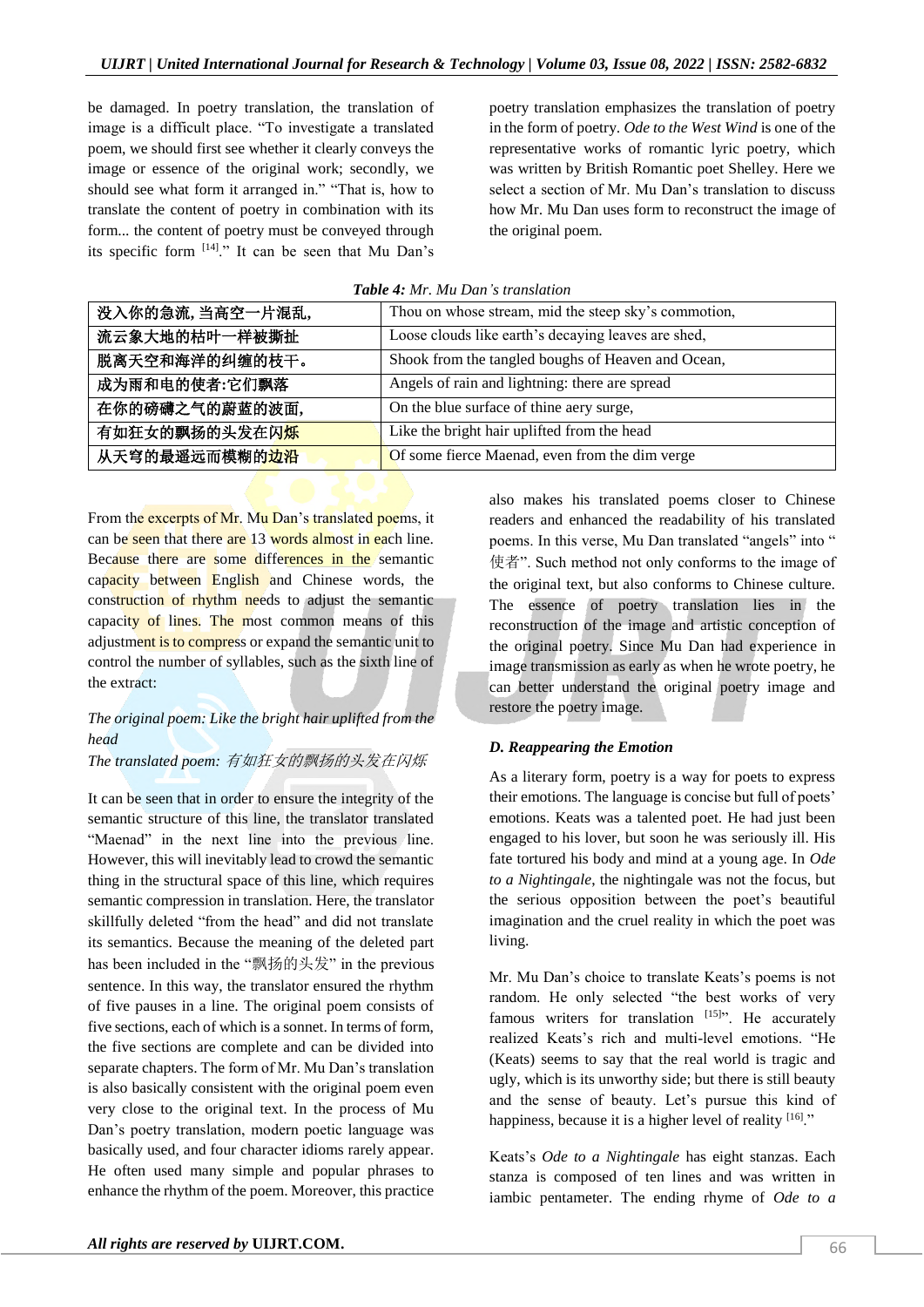be damaged. In poetry translation, the translation of image is a difficult place. "To investigate a translated poem, we should first see whether it clearly conveys the image or essence of the original work; secondly, we should see what form it arranged in." "That is, how to translate the content of poetry in combination with its form... the content of poetry must be conveyed through its specific form [14]." It can be seen that Mu Dan's poetry translation emphasizes the translation of poetry in the form of poetry. *Ode to the West Wind* is one of the representative works of romantic lyric poetry, which was written by British Romantic poet Shelley. Here we select a section of Mr. Mu Dan's translation to discuss how Mr. Mu Dan uses form to reconstruct the image of the original poem.

***Table 4:*** *Mr. Mu Dan's translation*

| 没入你的急流,当高空一片混乱, | Thou on whose stream, mid the steep sky's commotion, |
|---|---|
| 流云象大地的枯叶一样被撕扯 | Loose clouds like earth's decaying leaves are shed, |
| 脱离天空和海洋的纠缠的枝干。 | Shook from the tangled boughs of Heaven and Ocean, |
| 成为雨和电的使者:它们飘落 | Angels of rain and lightning: there are spread |
| 在你的磅礴之气的蔚蓝的波面, | On the blue surface of thine aery surge, |
| 有如狂女的飘扬的头发在闪烁 | Like the bright hair uplifted from the head |
| 从天穹的最遥远而模糊的边沿 | Of some fierce Maenad, even from the dim verge |

From the excerpts of Mr. Mu Dan's translated poems, it can be seen that there are 13 words almost in each line. Because there are some differences in the semantic capacity between English and Chinese words, the construction of rhythm needs to adjust the semantic capacity of lines. The most common means of this adjustment is to compress or expand the semantic unit to control the number of syllables, such as the sixth line of the extract:

*The original poem: Like the bright hair uplifted from the head*

*The translated poem: 有如狂女的飘扬的头发在闪烁*

It can be seen that in order to ensure the integrity of the semantic structure of this line, the translator translated "Maenad" in the next line into the previous line. However, this will inevitably lead to crowd the semantic thing in the structural space of this line, which requires semantic compression in translation. Here, the translator skillfully deleted "from the head" and did not translate its semantics. Because the meaning of the deleted part has been included in the "飘扬的头发" in the previous sentence. In this way, the translator ensured the rhythm of five pauses in a line. The original poem consists of five sections, each of which is a sonnet. In terms of form, the five sections are complete and can be divided into separate chapters. The form of Mr. Mu Dan's translation is also basically consistent with the original poem even very close to the original text. In the process of Mu Dan's poetry translation, modern poetic language was basically used, and four character idioms rarely appear. He often used many simple and popular phrases to enhance the rhythm of the poem. Moreover, this practice also makes his translated poems closer to Chinese readers and enhanced the readability of his translated poems. In this verse, Mu Dan translated "angels" into "使者". Such method not only conforms to the image of the original text, but also conforms to Chinese culture. The essence of poetry translation lies in the reconstruction of the image and artistic conception of the original poetry. Since Mu Dan had experience in image transmission as early as when he wrote poetry, he can better understand the original poetry image and restore the poetry image.

### *D. Reappearing the Emotion*

As a literary form, poetry is a way for poets to express their emotions. The language is concise but full of poets' emotions. Keats was a talented poet. He had just been engaged to his lover, but soon he was seriously ill. His fate tortured his body and mind at a young age. In *Ode to a Nightingale*, the nightingale was not the focus, but the serious opposition between the poet's beautiful imagination and the cruel reality in which the poet was living.

Mr. Mu Dan's choice to translate Keats's poems is not random. He only selected "the best works of very famous writers for translation [15]". He accurately realized Keats's rich and multi-level emotions. "He (Keats) seems to say that the real world is tragic and ugly, which is its unworthy side; but there is still beauty and the sense of beauty. Let's pursue this kind of happiness, because it is a higher level of reality [16]."

Keats's *Ode to a Nightingale* has eight stanzas. Each stanza is composed of ten lines and was written in iambic pentameter. The ending rhyme of *Ode to a*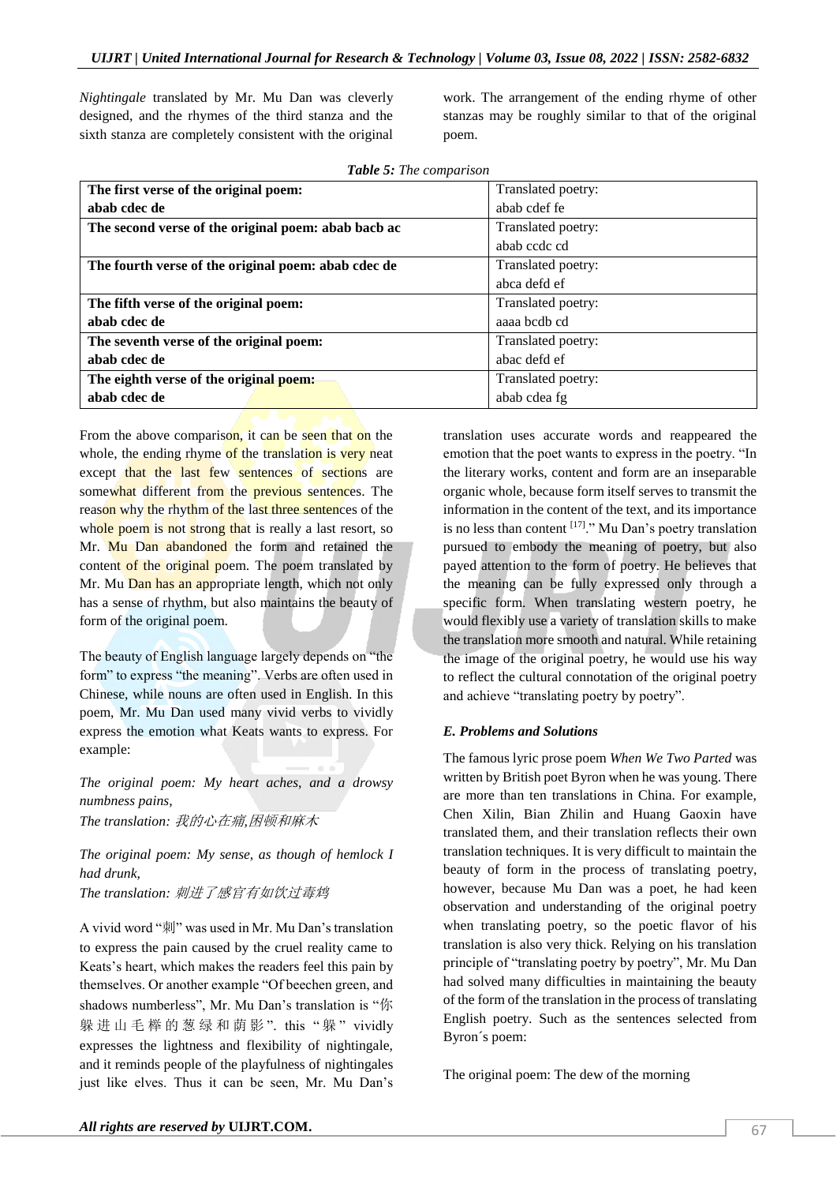*Nightingale* translated by Mr. Mu Dan was cleverly designed, and the rhymes of the third stanza and the sixth stanza are completely consistent with the original work. The arrangement of the ending rhyme of other stanzas may be roughly similar to that of the original poem.

***Table 5:*** *The comparison*

| | |
|---|---|
| **The first verse of the original poem: abab cdec de** | Translated poetry: abab cdef fe |
| **The second verse of the original poem: abab bacb ac** | Translated poetry: abab ccdc cd |
| **The fourth verse of the original poem: abab cdec de** | Translated poetry: abca defd ef |
| **The fifth verse of the original poem: abab cdec de** | Translated poetry: aaaa bcdb cd |
| **The seventh verse of the original poem: abab cdec de** | Translated poetry: abac defd ef |
| **The eighth verse of the original poem: abab cdec de** | Translated poetry: abab cdea fg |

From the above comparison, it can be seen that on the whole, the ending rhyme of the translation is very neat except that the last few sentences of sections are somewhat different from the previous sentences. The reason why the rhythm of the last three sentences of the whole poem is not strong that is really a last resort, so Mr. Mu Dan abandoned the form and retained the content of the original poem. The poem translated by Mr. Mu Dan has an appropriate length, which not only has a sense of rhythm, but also maintains the beauty of form of the original poem.

The beauty of English language largely depends on "the form" to express "the meaning". Verbs are often used in Chinese, while nouns are often used in English. In this poem, Mr. Mu Dan used many vivid verbs to vividly express the emotion what Keats wants to express. For example:

*The original poem: My heart aches, and a drowsy numbness pains,*
*The translation: 我的心在痛,困顿和麻木*

*The original poem: My sense, as though of hemlock I had drunk,*
*The translation: 刺进了感官有如饮过毒鸩*

A vivid word "刺" was used in Mr. Mu Dan's translation to express the pain caused by the cruel reality came to Keats's heart, which makes the readers feel this pain by themselves. Or another example "Of beechen green, and shadows numberless", Mr. Mu Dan's translation is "你躲进山毛榉的葱绿和荫影". this "躲" vividly expresses the lightness and flexibility of nightingale, and it reminds people of the playfulness of nightingales just like elves. Thus it can be seen, Mr. Mu Dan's translation uses accurate words and reappeared the emotion that the poet wants to express in the poetry. "In the literary works, content and form are an inseparable organic whole, because form itself serves to transmit the information in the content of the text, and its importance is no less than content [17]." Mu Dan's poetry translation pursued to embody the meaning of poetry, but also payed attention to the form of poetry. He believes that the meaning can be fully expressed only through a specific form. When translating western poetry, he would flexibly use a variety of translation skills to make the translation more smooth and natural. While retaining the image of the original poetry, he would use his way to reflect the cultural connotation of the original poetry and achieve "translating poetry by poetry".

### *E. Problems and Solutions*

The famous lyric prose poem *When We Two Parted* was written by British poet Byron when he was young. There are more than ten translations in China. For example, Chen Xilin, Bian Zhilin and Huang Gaoxin have translated them, and their translation reflects their own translation techniques. It is very difficult to maintain the beauty of form in the process of translating poetry, however, because Mu Dan was a poet, he had keen observation and understanding of the original poetry when translating poetry, so the poetic flavor of his translation is also very thick. Relying on his translation principle of "translating poetry by poetry", Mr. Mu Dan had solved many difficulties in maintaining the beauty of the form of the translation in the process of translating English poetry. Such as the sentences selected from Byron´s poem:

The original poem: The dew of the morning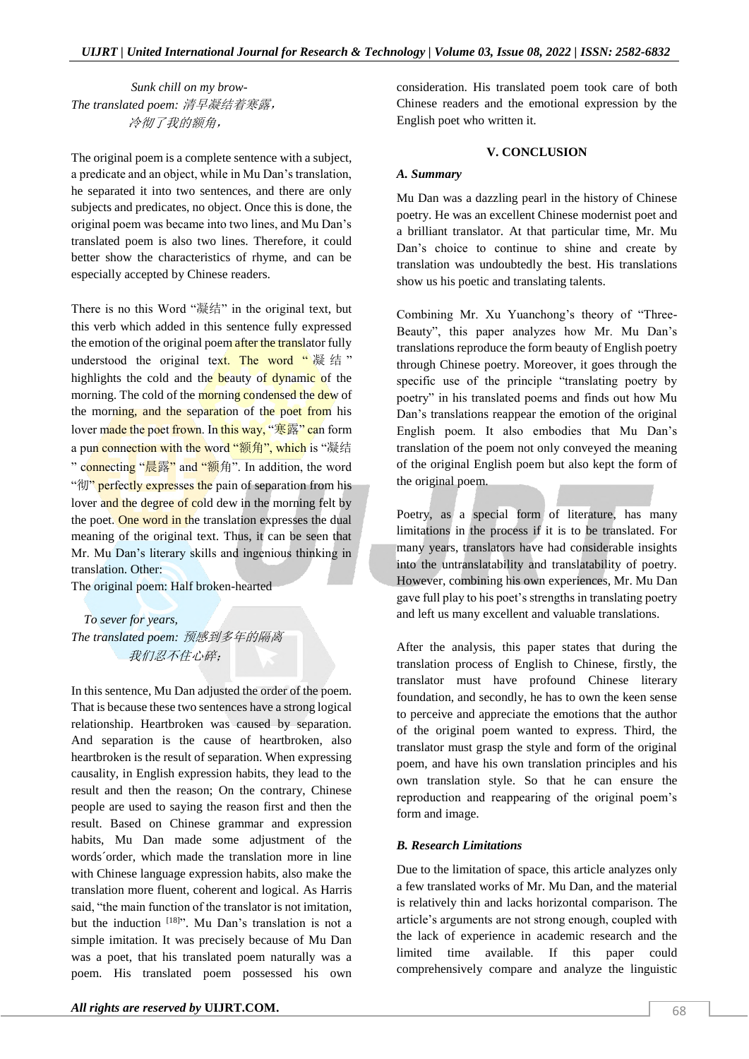*Sunk chill on my brow-*

*The translated poem: 清早凝结着寒露，*

*冷彻了我的额角，*

The original poem is a complete sentence with a subject, a predicate and an object, while in Mu Dan's translation, he separated it into two sentences, and there are only subjects and predicates, no object. Once this is done, the original poem was became into two lines, and Mu Dan's translated poem is also two lines. Therefore, it could better show the characteristics of rhyme, and can be especially accepted by Chinese readers.

There is no this Word "凝结" in the original text, but this verb which added in this sentence fully expressed the emotion of the original poem after the translator fully understood the original text. The word "凝结" highlights the cold and the beauty of dynamic of the morning. The cold of the morning condensed the dew of the morning, and the separation of the poet from his lover made the poet frown. In this way, "寒露" can form a pun connection with the word "额角", which is "凝结" connecting "晨露" and "额角". In addition, the word "彻" perfectly expresses the pain of separation from his lover and the degree of cold dew in the morning felt by the poet. One word in the translation expresses the dual meaning of the original text. Thus, it can be seen that Mr. Mu Dan's literary skills and ingenious thinking in translation. Other:

The original poem: Half broken-hearted

*To sever for years,*

*The translated poem: 预感到多年的隔离*

*我们忍不住心碎；*

In this sentence, Mu Dan adjusted the order of the poem. That is because these two sentences have a strong logical relationship. Heartbroken was caused by separation. And separation is the cause of heartbroken, also heartbroken is the result of separation. When expressing causality, in English expression habits, they lead to the result and then the reason; On the contrary, Chinese people are used to saying the reason first and then the result. Based on Chinese grammar and expression habits, Mu Dan made some adjustment of the words´order, which made the translation more in line with Chinese language expression habits, also make the translation more fluent, coherent and logical. As Harris said, "the main function of the translator is not imitation, but the induction [18]". Mu Dan's translation is not a simple imitation. It was precisely because of Mu Dan was a poet, that his translated poem naturally was a poem. His translated poem possessed his own consideration. His translated poem took care of both Chinese readers and the emotional expression by the English poet who written it.

## V. CONCLUSION

### *A. Summary*

Mu Dan was a dazzling pearl in the history of Chinese poetry. He was an excellent Chinese modernist poet and a brilliant translator. At that particular time, Mr. Mu Dan's choice to continue to shine and create by translation was undoubtedly the best. His translations show us his poetic and translating talents.

Combining Mr. Xu Yuanchong's theory of "Three-Beauty", this paper analyzes how Mr. Mu Dan's translations reproduce the form beauty of English poetry through Chinese poetry. Moreover, it goes through the specific use of the principle "translating poetry by poetry" in his translated poems and finds out how Mu Dan's translations reappear the emotion of the original English poem. It also embodies that Mu Dan's translation of the poem not only conveyed the meaning of the original English poem but also kept the form of the original poem.

Poetry, as a special form of literature, has many limitations in the process if it is to be translated. For many years, translators have had considerable insights into the untranslatability and translatability of poetry. However, combining his own experiences, Mr. Mu Dan gave full play to his poet's strengths in translating poetry and left us many excellent and valuable translations.

After the analysis, this paper states that during the translation process of English to Chinese, firstly, the translator must have profound Chinese literary foundation, and secondly, he has to own the keen sense to perceive and appreciate the emotions that the author of the original poem wanted to express. Third, the translator must grasp the style and form of the original poem, and have his own translation principles and his own translation style. So that he can ensure the reproduction and reappearing of the original poem's form and image.

### *B. Research Limitations*

Due to the limitation of space, this article analyzes only a few translated works of Mr. Mu Dan, and the material is relatively thin and lacks horizontal comparison. The article's arguments are not strong enough, coupled with the lack of experience in academic research and the limited time available. If this paper could comprehensively compare and analyze the linguistic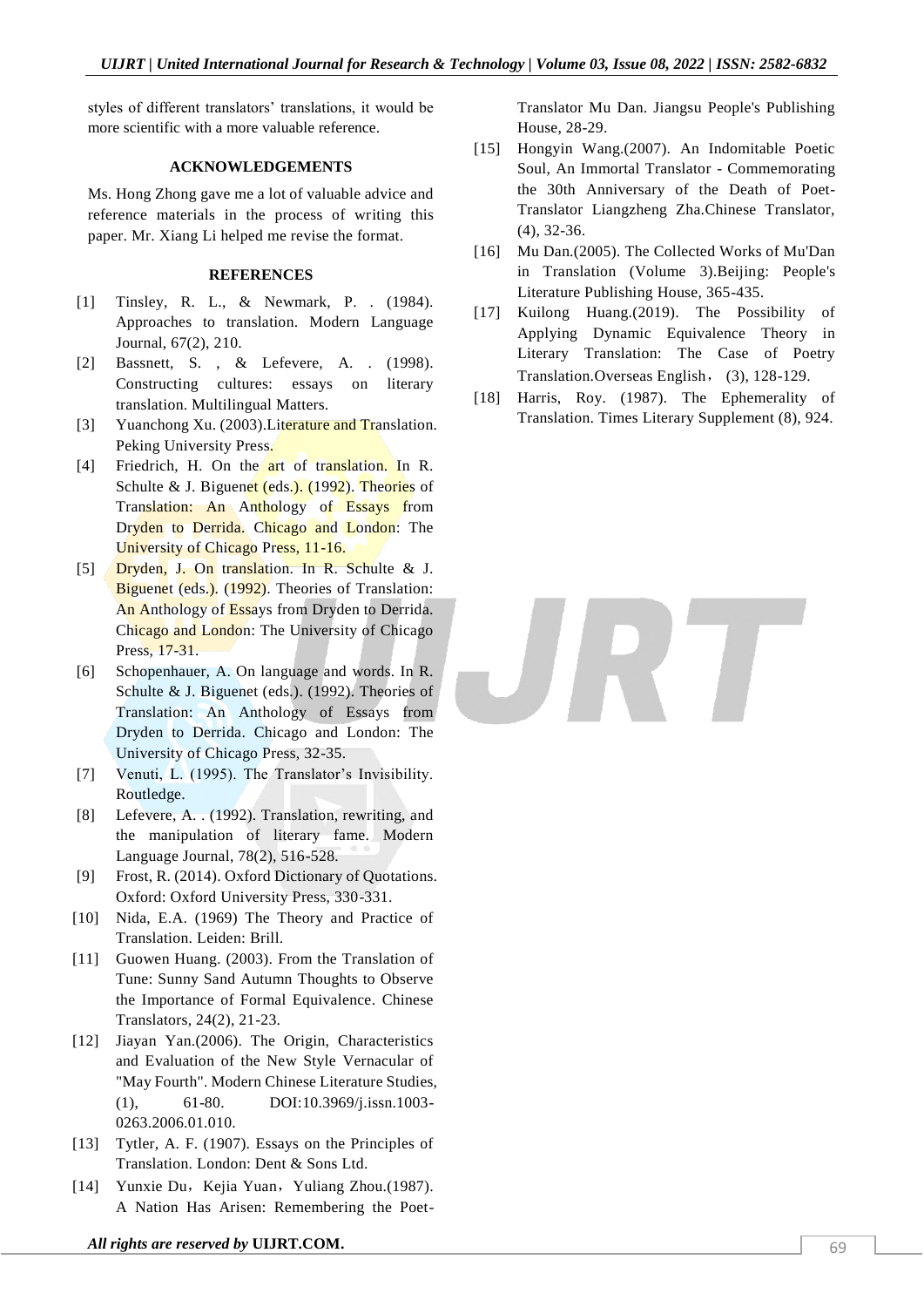styles of different translators' translations, it would be more scientific with a more valuable reference.

## ACKNOWLEDGEMENTS

Ms. Hong Zhong gave me a lot of valuable advice and reference materials in the process of writing this paper. Mr. Xiang Li helped me revise the format.

## REFERENCES

[1] Tinsley, R. L., & Newmark, P. . (1984). Approaches to translation. Modern Language Journal, 67(2), 210.

[2] Bassnett, S. , & Lefevere, A. . (1998). Constructing cultures: essays on literary translation. Multilingual Matters.

[3] Yuanchong Xu. (2003).Literature and Translation. Peking University Press.

[4] Friedrich, H. On the art of translation. In R. Schulte & J. Biguenet (eds.). (1992). Theories of Translation: An Anthology of Essays from Dryden to Derrida. Chicago and London: The University of Chicago Press, 11-16.

[5] Dryden, J. On translation. In R. Schulte & J. Biguenet (eds.). (1992). Theories of Translation: An Anthology of Essays from Dryden to Derrida. Chicago and London: The University of Chicago Press, 17-31.

[6] Schopenhauer, A. On language and words. In R. Schulte & J. Biguenet (eds.). (1992). Theories of Translation: An Anthology of Essays from Dryden to Derrida. Chicago and London: The University of Chicago Press, 32-35.

[7] Venuti, L. (1995). The Translator's Invisibility. Routledge.

[8] Lefevere, A. . (1992). Translation, rewriting, and the manipulation of literary fame. Modern Language Journal, 78(2), 516-528.

[9] Frost, R. (2014). Oxford Dictionary of Quotations. Oxford: Oxford University Press, 330-331.

[10] Nida, E.A. (1969) The Theory and Practice of Translation. Leiden: Brill.

[11] Guowen Huang. (2003). From the Translation of Tune: Sunny Sand Autumn Thoughts to Observe the Importance of Formal Equivalence. Chinese Translators, 24(2), 21-23.

[12] Jiayan Yan.(2006). The Origin, Characteristics and Evaluation of the New Style Vernacular of "May Fourth". Modern Chinese Literature Studies, (1), 61-80. DOI:10.3969/j.issn.1003-0263.2006.01.010.

[13] Tytler, A. F. (1907). Essays on the Principles of Translation. London: Dent & Sons Ltd.

[14] Yunxie Du，Kejia Yuan，Yuliang Zhou.(1987). A Nation Has Arisen: Remembering the Poet-Translator Mu Dan. Jiangsu People's Publishing House, 28-29.

[15] Hongyin Wang.(2007). An Indomitable Poetic Soul, An Immortal Translator - Commemorating the 30th Anniversary of the Death of Poet-Translator Liangzheng Zha.Chinese Translator, (4), 32-36.

[16] Mu Dan.(2005). The Collected Works of Mu'Dan in Translation (Volume 3).Beijing: People's Literature Publishing House, 365-435.

[17] Kuilong Huang.(2019). The Possibility of Applying Dynamic Equivalence Theory in Literary Translation: The Case of Poetry Translation.Overseas English，(3), 128-129.

[18] Harris, Roy. (1987). The Ephemerality of Translation. Times Literary Supplement (8), 924.